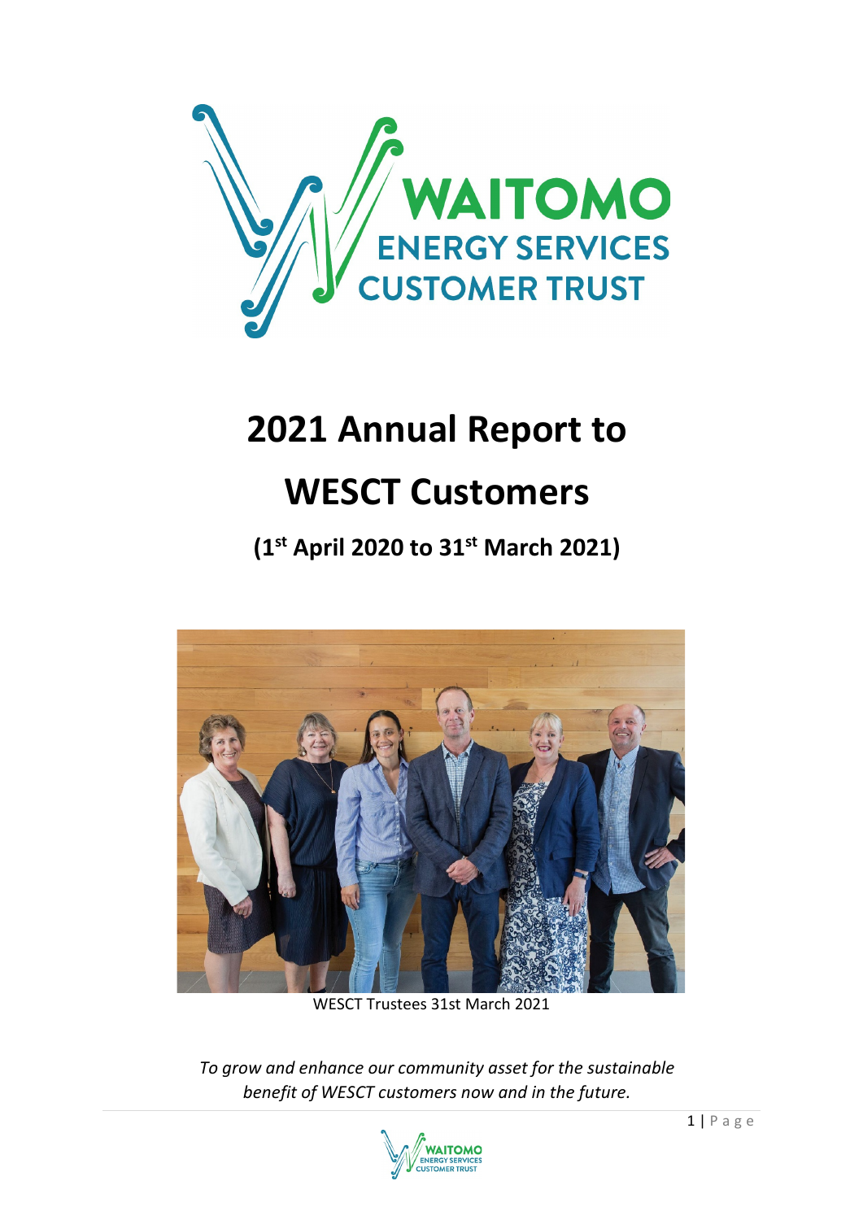WAITOMO ENERGY SERVICES CUSTOMER TRUST

# 2021 Annual Report to WESCT Customers

## (1st April 2020 to 31st March 2021)

WESCT Trustees 31st March 2021

*To grow and enhance our community asset for the sustainable benefit of WESCT customers now and in the future.*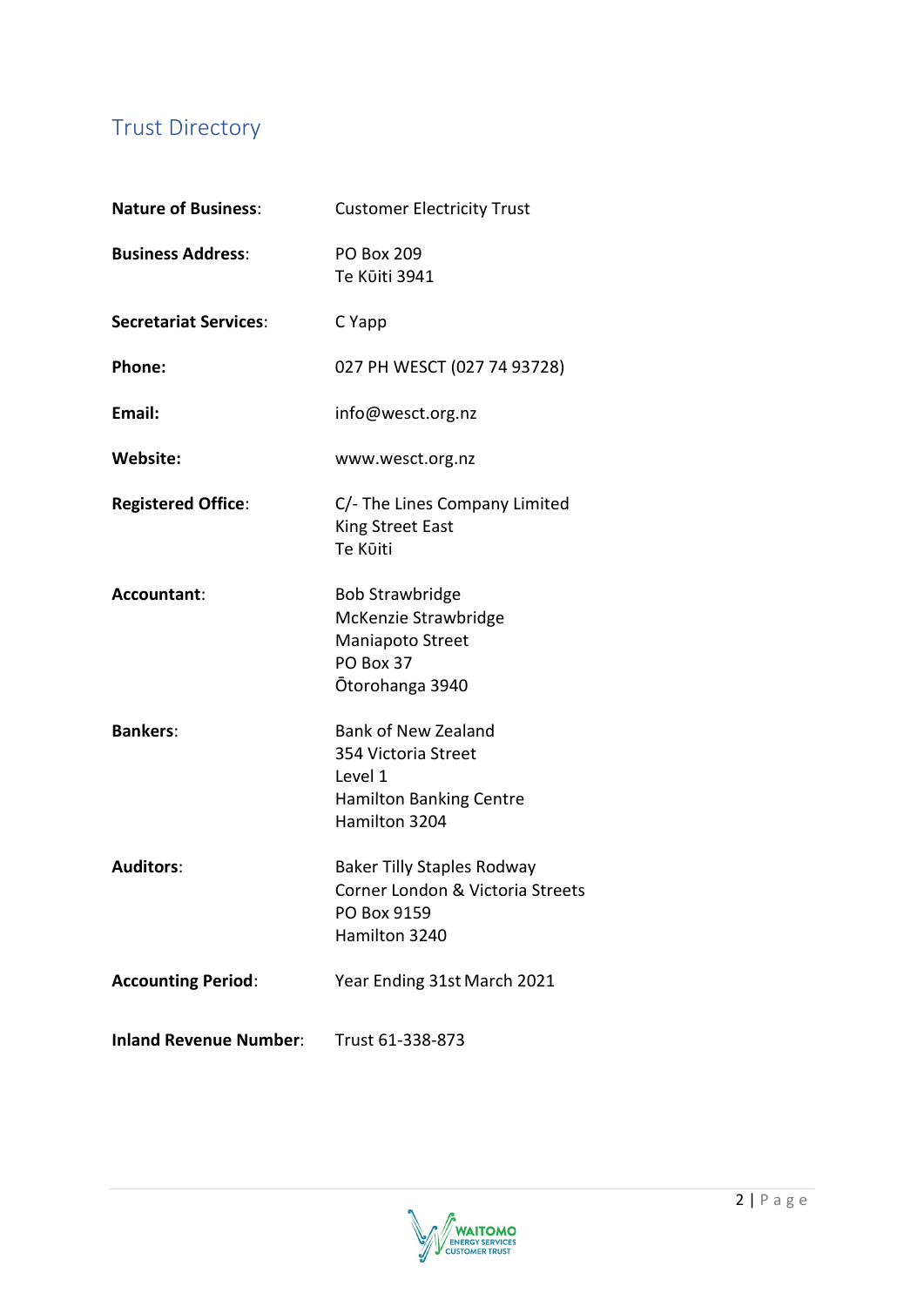## Trust Directory

**Nature of Business**: Customer Electricity Trust

**Business Address**: PO Box 209
Te Kūiti 3941

**Secretariat Services**: C Yapp

**Phone:** 027 PH WESCT (027 74 93728)

**Email:** info@wesct.org.nz

**Website:** www.wesct.org.nz

**Registered Office**: C/- The Lines Company Limited
King Street East
Te Kūiti

**Accountant**: Bob Strawbridge
McKenzie Strawbridge
Maniapoto Street
PO Box 37
Ōtorohanga 3940

**Bankers**: Bank of New Zealand
354 Victoria Street
Level 1
Hamilton Banking Centre
Hamilton 3204

**Auditors**: Baker Tilly Staples Rodway
Corner London & Victoria Streets
PO Box 9159
Hamilton 3240

**Accounting Period**: Year Ending 31st March 2021

**Inland Revenue Number**: Trust 61-338-873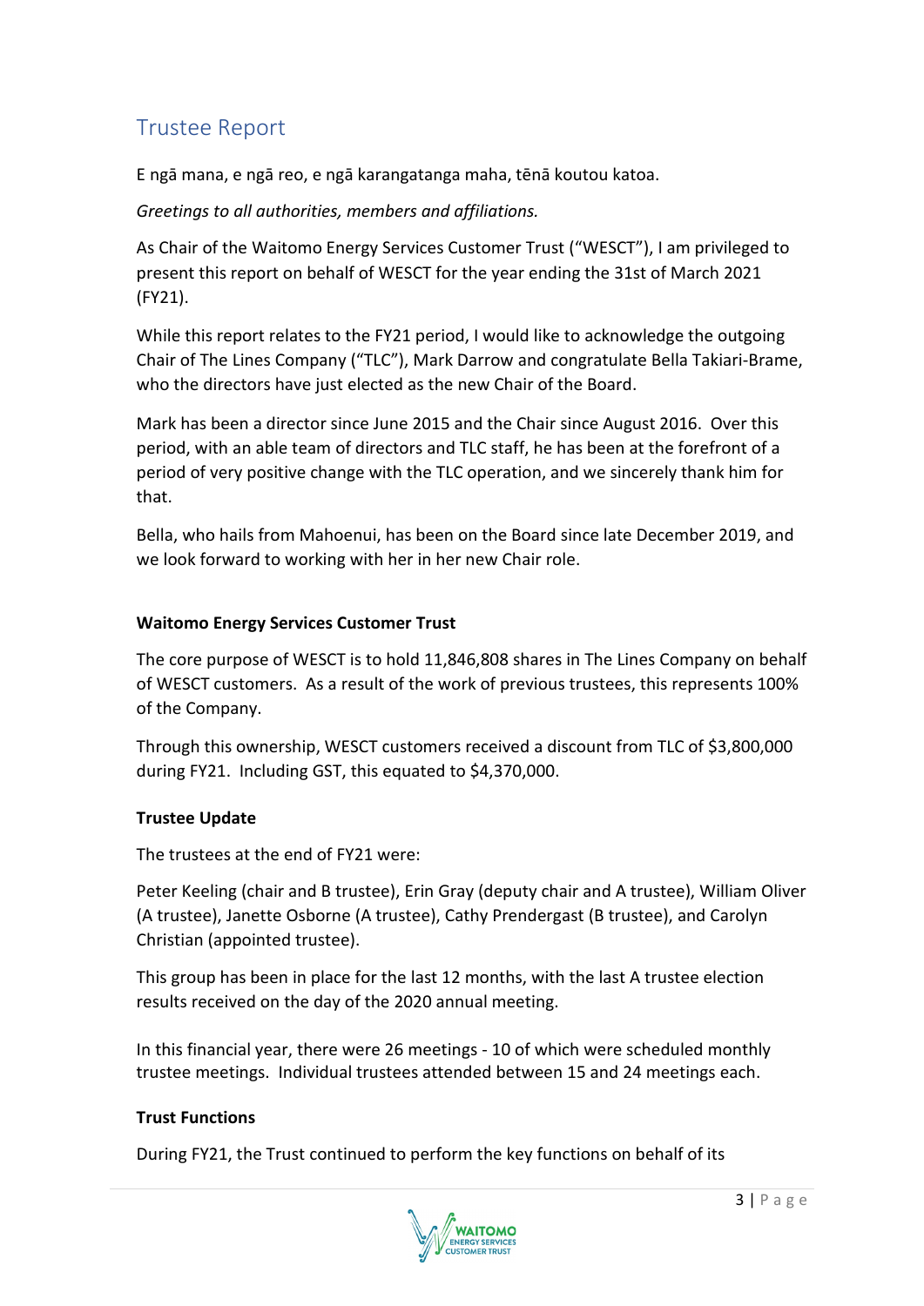## Trustee Report

E ngā mana, e ngā reo, e ngā karangatanga maha, tēnā koutou katoa.

*Greetings to all authorities, members and affiliations.*

As Chair of the Waitomo Energy Services Customer Trust ("WESCT"), I am privileged to present this report on behalf of WESCT for the year ending the 31st of March 2021 (FY21).

While this report relates to the FY21 period, I would like to acknowledge the outgoing Chair of The Lines Company ("TLC"), Mark Darrow and congratulate Bella Takiari-Brame, who the directors have just elected as the new Chair of the Board.

Mark has been a director since June 2015 and the Chair since August 2016. Over this period, with an able team of directors and TLC staff, he has been at the forefront of a period of very positive change with the TLC operation, and we sincerely thank him for that.

Bella, who hails from Mahoenui, has been on the Board since late December 2019, and we look forward to working with her in her new Chair role.

### Waitomo Energy Services Customer Trust

The core purpose of WESCT is to hold 11,846,808 shares in The Lines Company on behalf of WESCT customers. As a result of the work of previous trustees, this represents 100% of the Company.

Through this ownership, WESCT customers received a discount from TLC of $3,800,000 during FY21. Including GST, this equated to $4,370,000.

### Trustee Update

The trustees at the end of FY21 were:

Peter Keeling (chair and B trustee), Erin Gray (deputy chair and A trustee), William Oliver (A trustee), Janette Osborne (A trustee), Cathy Prendergast (B trustee), and Carolyn Christian (appointed trustee).

This group has been in place for the last 12 months, with the last A trustee election results received on the day of the 2020 annual meeting.

In this financial year, there were 26 meetings - 10 of which were scheduled monthly trustee meetings. Individual trustees attended between 15 and 24 meetings each.

### Trust Functions

During FY21, the Trust continued to perform the key functions on behalf of its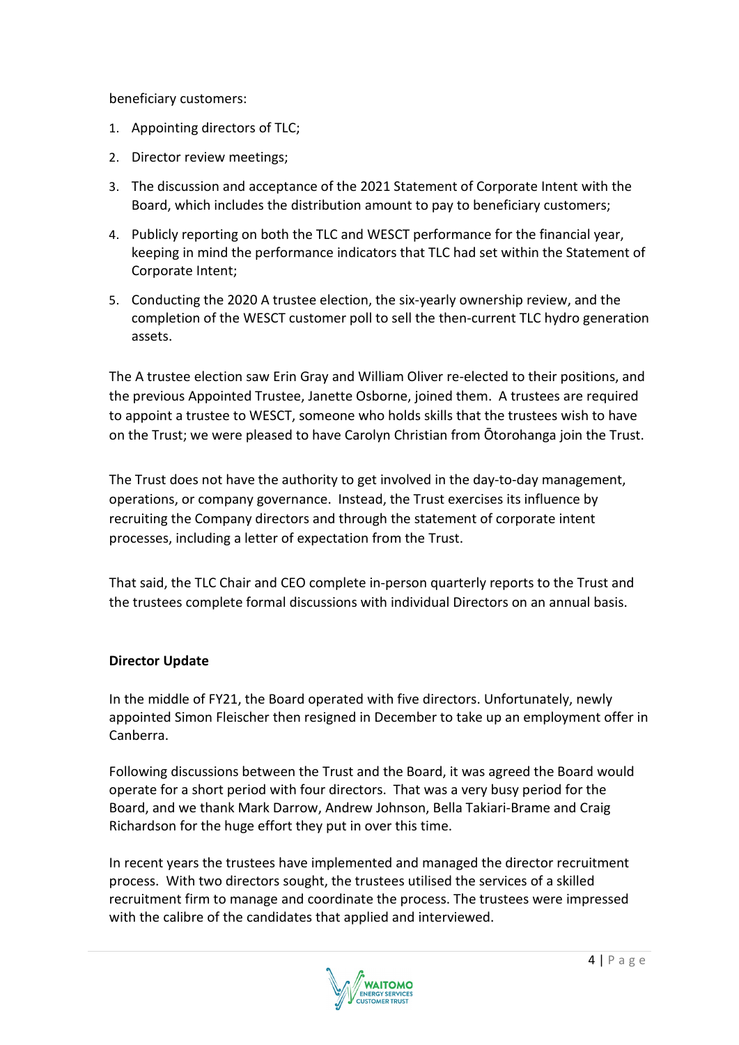beneficiary customers:

1. Appointing directors of TLC;
2. Director review meetings;
3. The discussion and acceptance of the 2021 Statement of Corporate Intent with the Board, which includes the distribution amount to pay to beneficiary customers;
4. Publicly reporting on both the TLC and WESCT performance for the financial year, keeping in mind the performance indicators that TLC had set within the Statement of Corporate Intent;
5. Conducting the 2020 A trustee election, the six-yearly ownership review, and the completion of the WESCT customer poll to sell the then-current TLC hydro generation assets.

The A trustee election saw Erin Gray and William Oliver re-elected to their positions, and the previous Appointed Trustee, Janette Osborne, joined them. A trustees are required to appoint a trustee to WESCT, someone who holds skills that the trustees wish to have on the Trust; we were pleased to have Carolyn Christian from Ōtorohanga join the Trust.

The Trust does not have the authority to get involved in the day-to-day management, operations, or company governance. Instead, the Trust exercises its influence by recruiting the Company directors and through the statement of corporate intent processes, including a letter of expectation from the Trust.

That said, the TLC Chair and CEO complete in-person quarterly reports to the Trust and the trustees complete formal discussions with individual Directors on an annual basis.

**Director Update**

In the middle of FY21, the Board operated with five directors. Unfortunately, newly appointed Simon Fleischer then resigned in December to take up an employment offer in Canberra.

Following discussions between the Trust and the Board, it was agreed the Board would operate for a short period with four directors. That was a very busy period for the Board, and we thank Mark Darrow, Andrew Johnson, Bella Takiari-Brame and Craig Richardson for the huge effort they put in over this time.

In recent years the trustees have implemented and managed the director recruitment process. With two directors sought, the trustees utilised the services of a skilled recruitment firm to manage and coordinate the process. The trustees were impressed with the calibre of the candidates that applied and interviewed.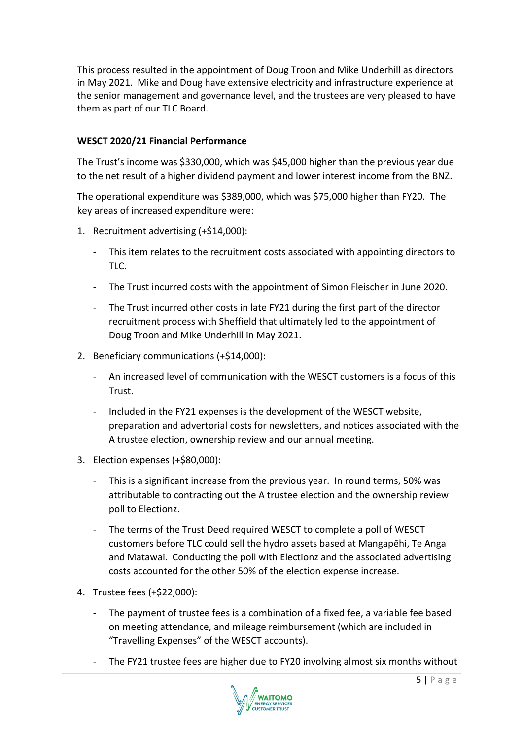This process resulted in the appointment of Doug Troon and Mike Underhill as directors in May 2021. Mike and Doug have extensive electricity and infrastructure experience at the senior management and governance level, and the trustees are very pleased to have them as part of our TLC Board.

**WESCT 2020/21 Financial Performance**

The Trust's income was $330,000, which was $45,000 higher than the previous year due to the net result of a higher dividend payment and lower interest income from the BNZ.

The operational expenditure was $389,000, which was $75,000 higher than FY20. The key areas of increased expenditure were:

1. Recruitment advertising (+$14,000):
   - This item relates to the recruitment costs associated with appointing directors to TLC.
   - The Trust incurred costs with the appointment of Simon Fleischer in June 2020.
   - The Trust incurred other costs in late FY21 during the first part of the director recruitment process with Sheffield that ultimately led to the appointment of Doug Troon and Mike Underhill in May 2021.
2. Beneficiary communications (+$14,000):
   - An increased level of communication with the WESCT customers is a focus of this Trust.
   - Included in the FY21 expenses is the development of the WESCT website, preparation and advertorial costs for newsletters, and notices associated with the A trustee election, ownership review and our annual meeting.
3. Election expenses (+$80,000):
   - This is a significant increase from the previous year. In round terms, 50% was attributable to contracting out the A trustee election and the ownership review poll to Electionz.
   - The terms of the Trust Deed required WESCT to complete a poll of WESCT customers before TLC could sell the hydro assets based at Mangapēhi, Te Anga and Matawai. Conducting the poll with Electionz and the associated advertising costs accounted for the other 50% of the election expense increase.
4. Trustee fees (+$22,000):
   - The payment of trustee fees is a combination of a fixed fee, a variable fee based on meeting attendance, and mileage reimbursement (which are included in "Travelling Expenses" of the WESCT accounts).
   - The FY21 trustee fees are higher due to FY20 involving almost six months without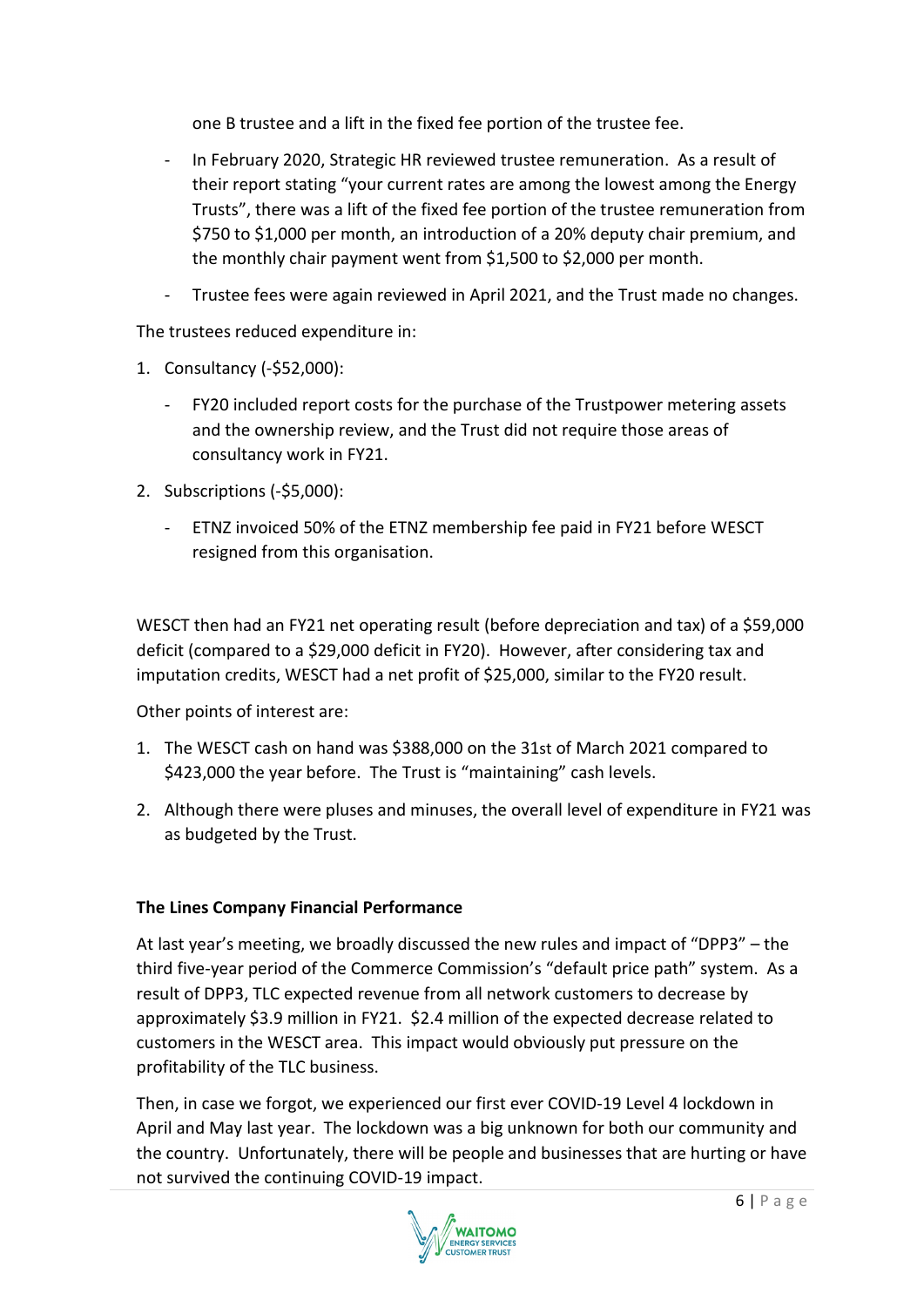one B trustee and a lift in the fixed fee portion of the trustee fee.

- In February 2020, Strategic HR reviewed trustee remuneration. As a result of their report stating "your current rates are among the lowest among the Energy Trusts", there was a lift of the fixed fee portion of the trustee remuneration from $750 to $1,000 per month, an introduction of a 20% deputy chair premium, and the monthly chair payment went from $1,500 to $2,000 per month.
- Trustee fees were again reviewed in April 2021, and the Trust made no changes.

The trustees reduced expenditure in:

1. Consultancy (-$52,000):
   - FY20 included report costs for the purchase of the Trustpower metering assets and the ownership review, and the Trust did not require those areas of consultancy work in FY21.
2. Subscriptions (-$5,000):
   - ETNZ invoiced 50% of the ETNZ membership fee paid in FY21 before WESCT resigned from this organisation.

WESCT then had an FY21 net operating result (before depreciation and tax) of a $59,000 deficit (compared to a $29,000 deficit in FY20). However, after considering tax and imputation credits, WESCT had a net profit of $25,000, similar to the FY20 result.

Other points of interest are:

1. The WESCT cash on hand was $388,000 on the 31st of March 2021 compared to $423,000 the year before. The Trust is "maintaining" cash levels.
2. Although there were pluses and minuses, the overall level of expenditure in FY21 was as budgeted by the Trust.

**The Lines Company Financial Performance**

At last year's meeting, we broadly discussed the new rules and impact of "DPP3" – the third five-year period of the Commerce Commission's "default price path" system. As a result of DPP3, TLC expected revenue from all network customers to decrease by approximately $3.9 million in FY21. $2.4 million of the expected decrease related to customers in the WESCT area. This impact would obviously put pressure on the profitability of the TLC business.

Then, in case we forgot, we experienced our first ever COVID-19 Level 4 lockdown in April and May last year. The lockdown was a big unknown for both our community and the country. Unfortunately, there will be people and businesses that are hurting or have not survived the continuing COVID-19 impact.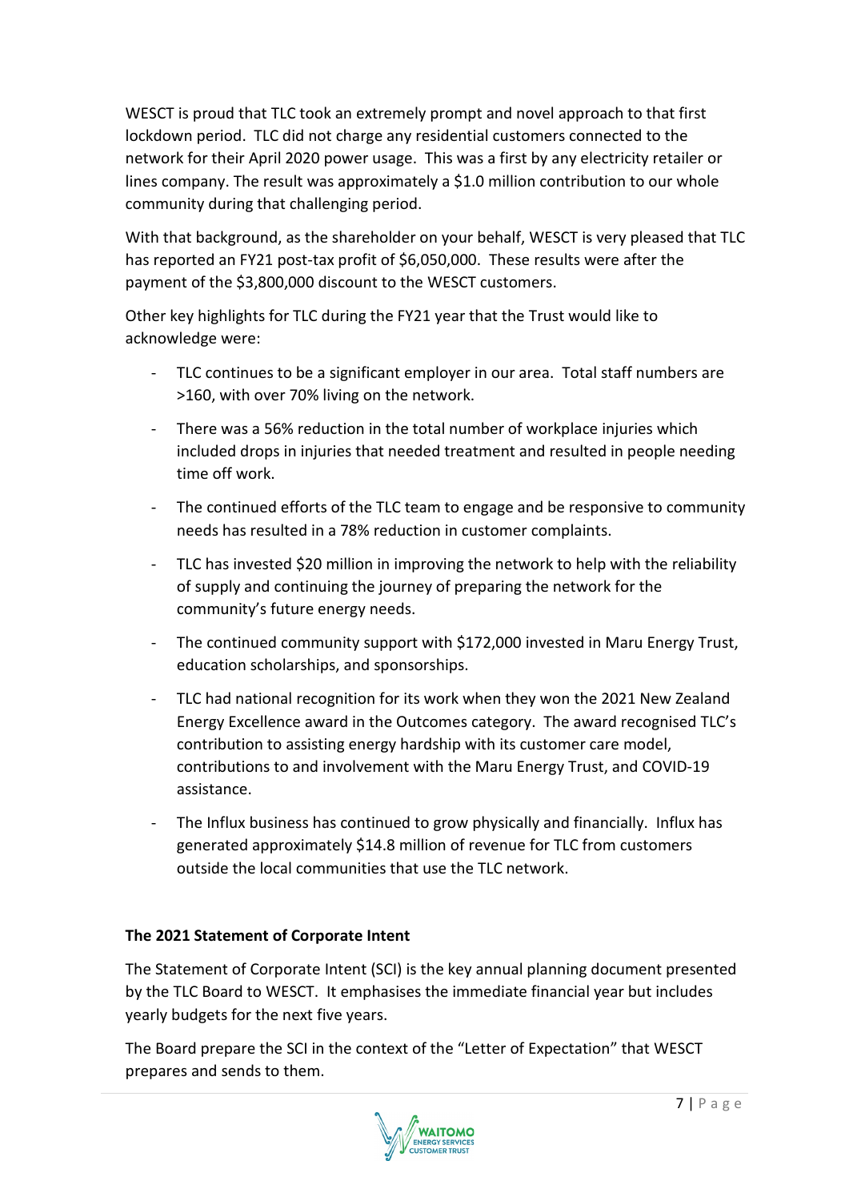WESCT is proud that TLC took an extremely prompt and novel approach to that first lockdown period. TLC did not charge any residential customers connected to the network for their April 2020 power usage. This was a first by any electricity retailer or lines company. The result was approximately a $1.0 million contribution to our whole community during that challenging period.

With that background, as the shareholder on your behalf, WESCT is very pleased that TLC has reported an FY21 post-tax profit of $6,050,000. These results were after the payment of the $3,800,000 discount to the WESCT customers.

Other key highlights for TLC during the FY21 year that the Trust would like to acknowledge were:

- TLC continues to be a significant employer in our area. Total staff numbers are >160, with over 70% living on the network.
- There was a 56% reduction in the total number of workplace injuries which included drops in injuries that needed treatment and resulted in people needing time off work.
- The continued efforts of the TLC team to engage and be responsive to community needs has resulted in a 78% reduction in customer complaints.
- TLC has invested $20 million in improving the network to help with the reliability of supply and continuing the journey of preparing the network for the community's future energy needs.
- The continued community support with $172,000 invested in Maru Energy Trust, education scholarships, and sponsorships.
- TLC had national recognition for its work when they won the 2021 New Zealand Energy Excellence award in the Outcomes category. The award recognised TLC's contribution to assisting energy hardship with its customer care model, contributions to and involvement with the Maru Energy Trust, and COVID-19 assistance.
- The Influx business has continued to grow physically and financially. Influx has generated approximately $14.8 million of revenue for TLC from customers outside the local communities that use the TLC network.

**The 2021 Statement of Corporate Intent**

The Statement of Corporate Intent (SCI) is the key annual planning document presented by the TLC Board to WESCT. It emphasises the immediate financial year but includes yearly budgets for the next five years.

The Board prepare the SCI in the context of the "Letter of Expectation" that WESCT prepares and sends to them.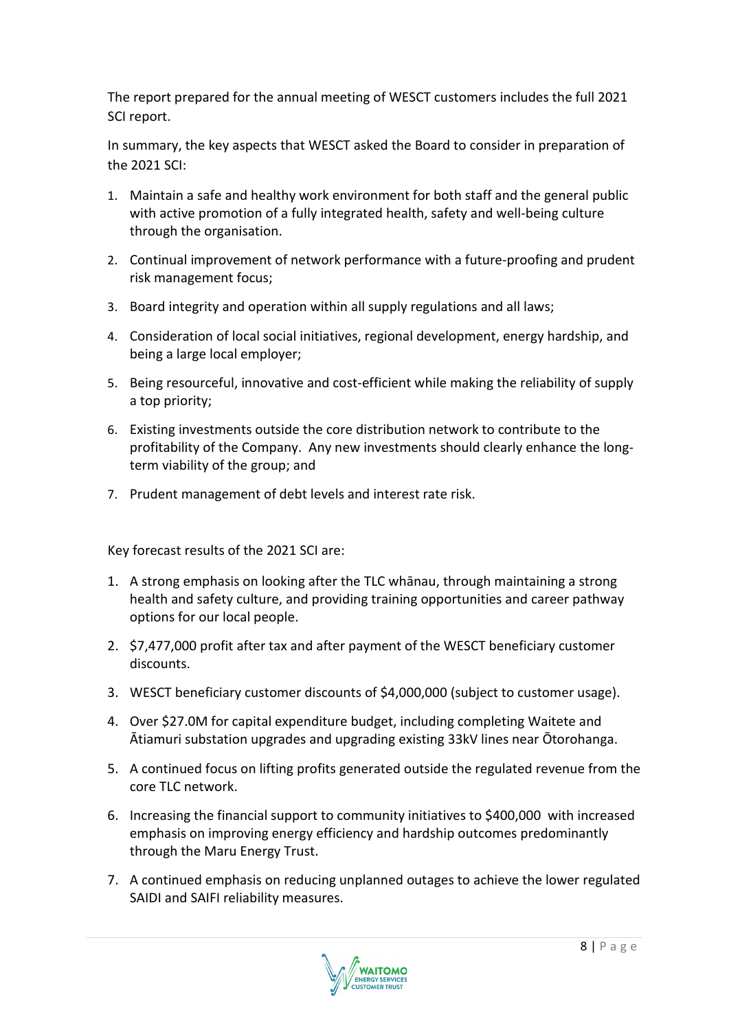The report prepared for the annual meeting of WESCT customers includes the full 2021 SCI report.

In summary, the key aspects that WESCT asked the Board to consider in preparation of the 2021 SCI:

1. Maintain a safe and healthy work environment for both staff and the general public with active promotion of a fully integrated health, safety and well-being culture through the organisation.
2. Continual improvement of network performance with a future-proofing and prudent risk management focus;
3. Board integrity and operation within all supply regulations and all laws;
4. Consideration of local social initiatives, regional development, energy hardship, and being a large local employer;
5. Being resourceful, innovative and cost-efficient while making the reliability of supply a top priority;
6. Existing investments outside the core distribution network to contribute to the profitability of the Company. Any new investments should clearly enhance the long-term viability of the group; and
7. Prudent management of debt levels and interest rate risk.

Key forecast results of the 2021 SCI are:

1. A strong emphasis on looking after the TLC whānau, through maintaining a strong health and safety culture, and providing training opportunities and career pathway options for our local people.
2. $7,477,000 profit after tax and after payment of the WESCT beneficiary customer discounts.
3. WESCT beneficiary customer discounts of $4,000,000 (subject to customer usage).
4. Over $27.0M for capital expenditure budget, including completing Waitete and Ātiamuri substation upgrades and upgrading existing 33kV lines near Ōtorohanga.
5. A continued focus on lifting profits generated outside the regulated revenue from the core TLC network.
6. Increasing the financial support to community initiatives to $400,000 with increased emphasis on improving energy efficiency and hardship outcomes predominantly through the Maru Energy Trust.
7. A continued emphasis on reducing unplanned outages to achieve the lower regulated SAIDI and SAIFI reliability measures.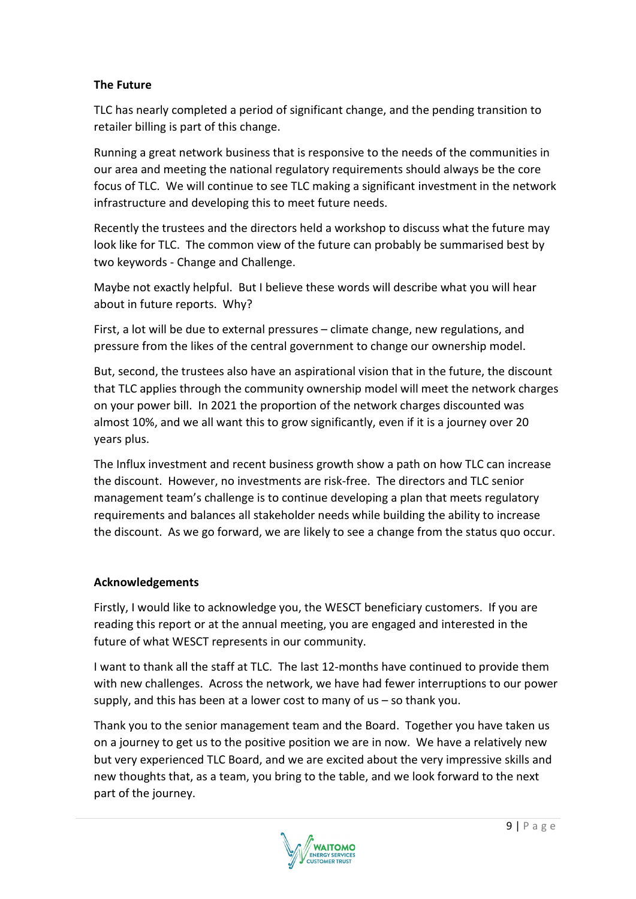## The Future

TLC has nearly completed a period of significant change, and the pending transition to retailer billing is part of this change.

Running a great network business that is responsive to the needs of the communities in our area and meeting the national regulatory requirements should always be the core focus of TLC. We will continue to see TLC making a significant investment in the network infrastructure and developing this to meet future needs.

Recently the trustees and the directors held a workshop to discuss what the future may look like for TLC. The common view of the future can probably be summarised best by two keywords - Change and Challenge.

Maybe not exactly helpful. But I believe these words will describe what you will hear about in future reports. Why?

First, a lot will be due to external pressures – climate change, new regulations, and pressure from the likes of the central government to change our ownership model.

But, second, the trustees also have an aspirational vision that in the future, the discount that TLC applies through the community ownership model will meet the network charges on your power bill. In 2021 the proportion of the network charges discounted was almost 10%, and we all want this to grow significantly, even if it is a journey over 20 years plus.

The Influx investment and recent business growth show a path on how TLC can increase the discount. However, no investments are risk-free. The directors and TLC senior management team's challenge is to continue developing a plan that meets regulatory requirements and balances all stakeholder needs while building the ability to increase the discount. As we go forward, we are likely to see a change from the status quo occur.

## Acknowledgements

Firstly, I would like to acknowledge you, the WESCT beneficiary customers. If you are reading this report or at the annual meeting, you are engaged and interested in the future of what WESCT represents in our community.

I want to thank all the staff at TLC. The last 12-months have continued to provide them with new challenges. Across the network, we have had fewer interruptions to our power supply, and this has been at a lower cost to many of us – so thank you.

Thank you to the senior management team and the Board. Together you have taken us on a journey to get us to the positive position we are in now. We have a relatively new but very experienced TLC Board, and we are excited about the very impressive skills and new thoughts that, as a team, you bring to the table, and we look forward to the next part of the journey.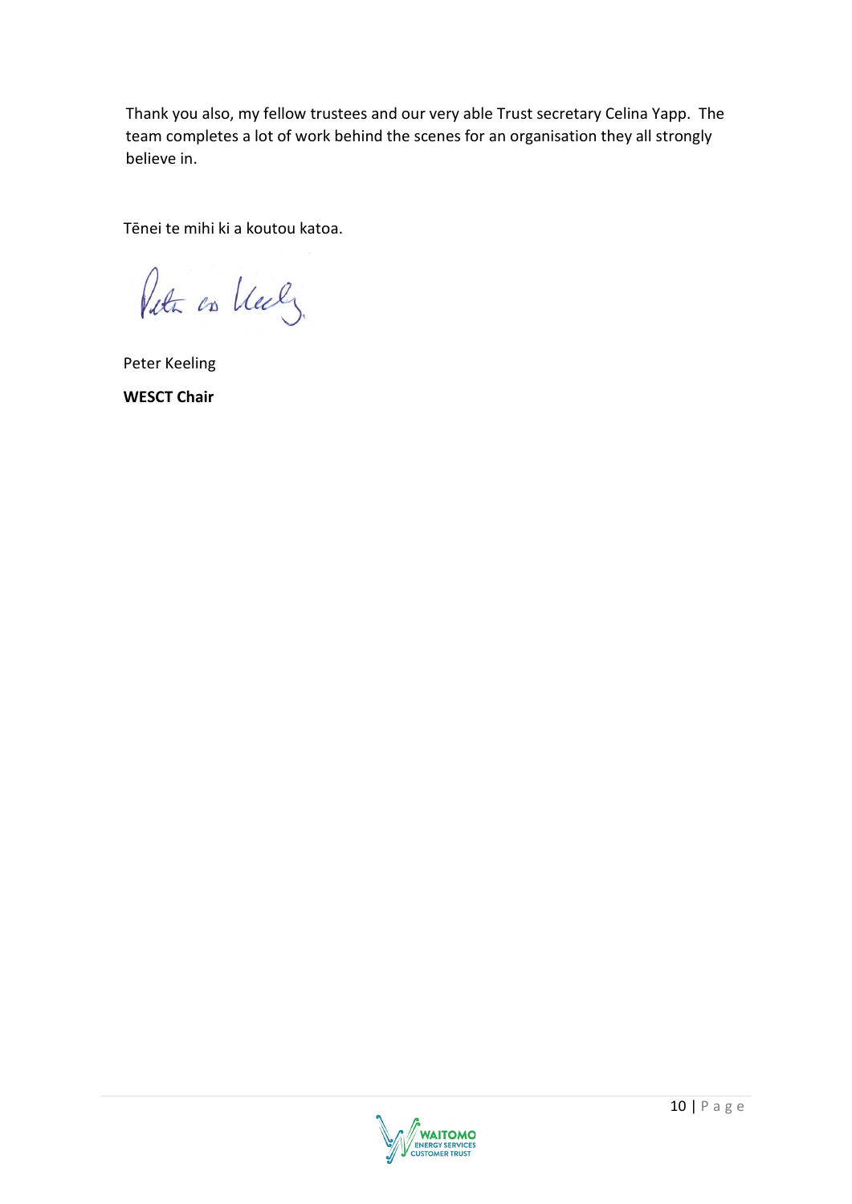Thank you also, my fellow trustees and our very able Trust secretary Celina Yapp. The team completes a lot of work behind the scenes for an organisation they all strongly believe in.

Tēnei te mihi ki a koutou katoa.

Peter Keeling

**WESCT Chair**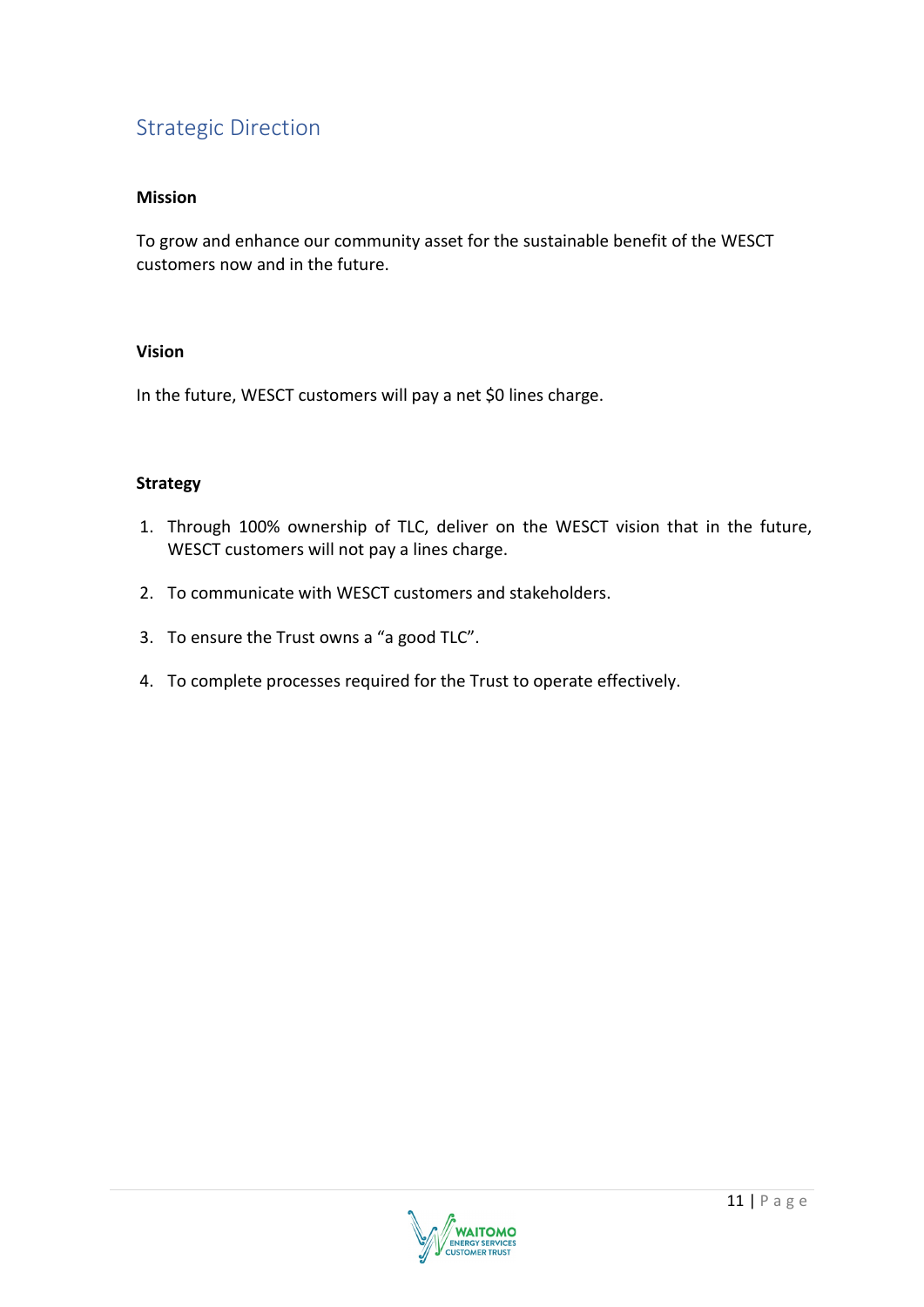## Strategic Direction

**Mission**

To grow and enhance our community asset for the sustainable benefit of the WESCT customers now and in the future.

**Vision**

In the future, WESCT customers will pay a net $0 lines charge.

**Strategy**

1. Through 100% ownership of TLC, deliver on the WESCT vision that in the future, WESCT customers will not pay a lines charge.
2. To communicate with WESCT customers and stakeholders.
3. To ensure the Trust owns a "a good TLC".
4. To complete processes required for the Trust to operate effectively.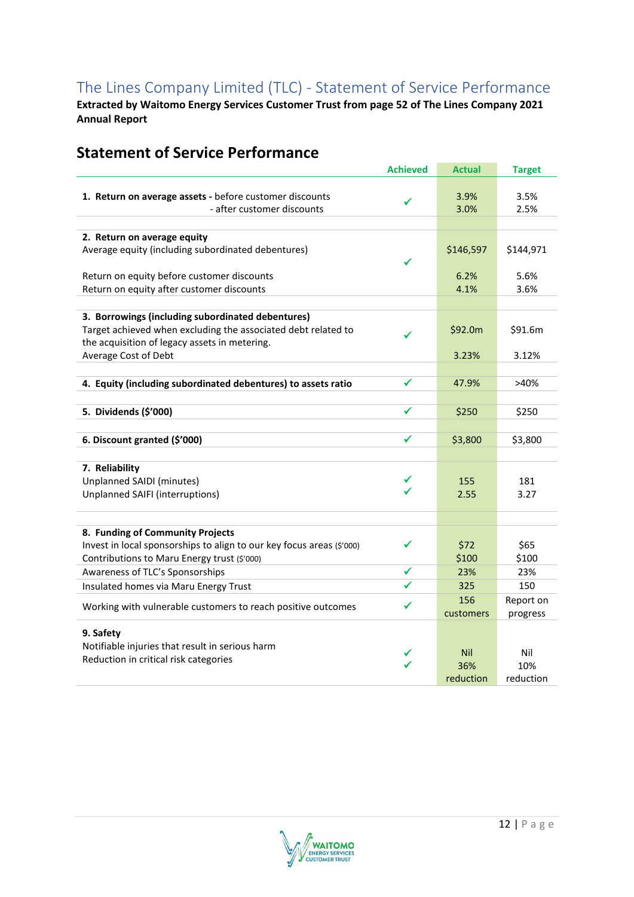## The Lines Company Limited (TLC) - Statement of Service Performance

**Extracted by Waitomo Energy Services Customer Trust from page 52 of The Lines Company 2021 Annual Report**

# Statement of Service Performance

| | Achieved | Actual | Target |
|---|---|---|---|
| **1. Return on average assets -** before customer discounts | ✓ | 3.9% | 3.5% |
| - after customer discounts | | 3.0% | 2.5% |
| **2. Return on average equity** | | | |
| Average equity (including subordinated debentures) | ✓ | $146,597 | $144,971 |
| Return on equity before customer discounts | | 6.2% | 5.6% |
| Return on equity after customer discounts | | 4.1% | 3.6% |
| **3. Borrowings (including subordinated debentures)** | | | |
| Target achieved when excluding the associated debt related to the acquisition of legacy assets in metering. | ✓ | $92.0m | $91.6m |
| Average Cost of Debt | | 3.23% | 3.12% |
| **4. Equity (including subordinated debentures) to assets ratio** | ✓ | 47.9% | >40% |
| **5. Dividends ($'000)** | ✓ | $250 | $250 |
| **6. Discount granted ($'000)** | ✓ | $3,800 | $3,800 |
| **7. Reliability** | | | |
| Unplanned SAIDI (minutes) | ✓ | 155 | 181 |
| Unplanned SAIFI (interruptions) | ✓ | 2.55 | 3.27 |
| **8. Funding of Community Projects** | | | |
| Invest in local sponsorships to align to our key focus areas ($'000) | ✓ | $72 | $65 |
| Contributions to Maru Energy trust ($'000) | | $100 | $100 |
| Awareness of TLC's Sponsorships | ✓ | 23% | 23% |
| Insulated homes via Maru Energy Trust | ✓ | 325 | 150 |
| Working with vulnerable customers to reach positive outcomes | ✓ | 156 customers | Report on progress |
| **9. Safety** | | | |
| Notifiable injuries that result in serious harm | ✓ | Nil | Nil |
| Reduction in critical risk categories | ✓ | 36% reduction | 10% reduction |